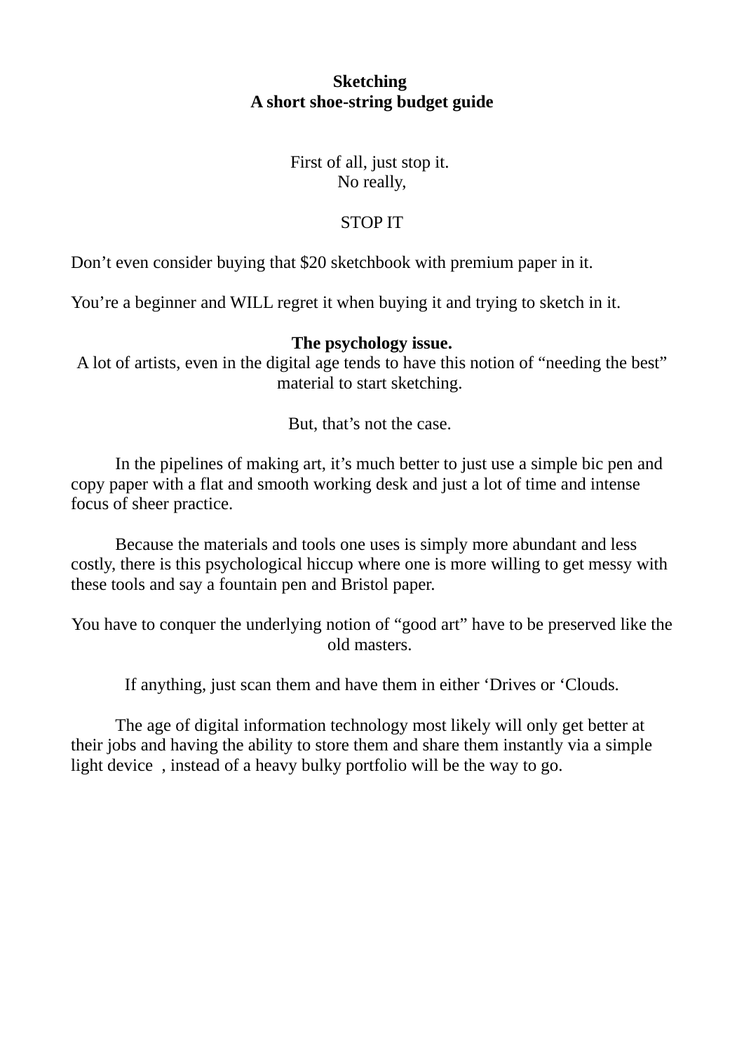**Sketching**
**A short shoe-string budget guide**

First of all, just stop it.
No really,

STOP IT

Don't even consider buying that $20 sketchbook with premium paper in it.

You're a beginner and WILL regret it when buying it and trying to sketch in it.

**The psychology issue.**
A lot of artists, even in the digital age tends to have this notion of "needing the best" material to start sketching.

But, that's not the case.

In the pipelines of making art, it's much better to just use a simple bic pen and copy paper with a flat and smooth working desk and just a lot of time and intense focus of sheer practice.

Because the materials and tools one uses is simply more abundant and less costly, there is this psychological hiccup where one is more willing to get messy with these tools and say a fountain pen and Bristol paper.

You have to conquer the underlying notion of "good art" have to be preserved like the old masters.

If anything, just scan them and have them in either 'Drives or 'Clouds.

The age of digital information technology most likely will only get better at their jobs and having the ability to store them and share them instantly via a simple light device , instead of a heavy bulky portfolio will be the way to go.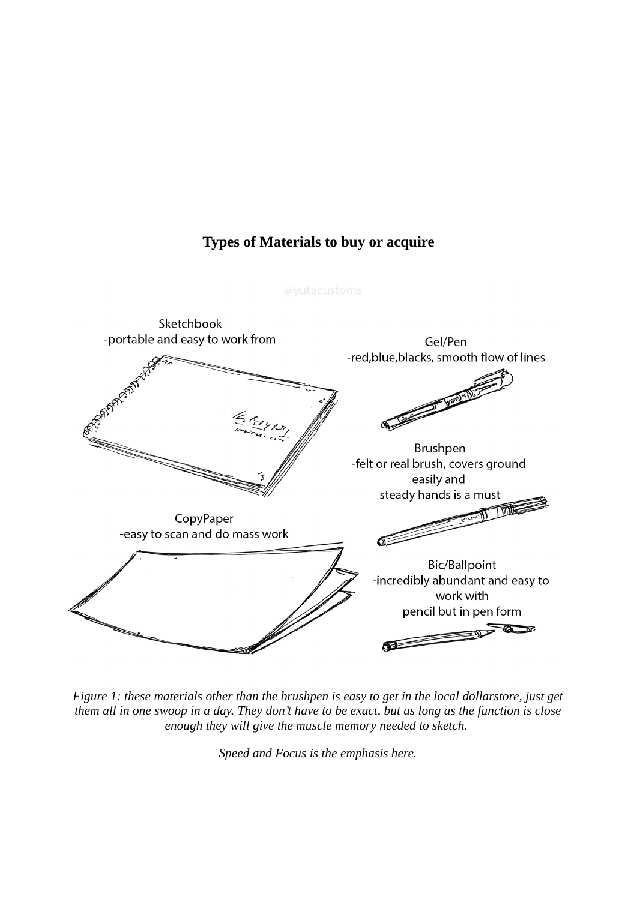**Types of Materials to buy or acquire**

Sketchbook
-portable and easy to work from

Gel/Pen
-red,blue,blacks, smooth flow of lines

Brushpen
-felt or real brush, covers ground easily and
steady hands is a must

CopyPaper
-easy to scan and do mass work

Bic/Ballpoint
-incredibly abundant and easy to work with
pencil but in pen form

*Figure 1: these materials other than the brushpen is easy to get in the local dollarstore, just get them all in one swoop in a day. They don't have to be exact, but as long as the function is close enough they will give the muscle memory needed to sketch.*

*Speed and Focus is the emphasis here.*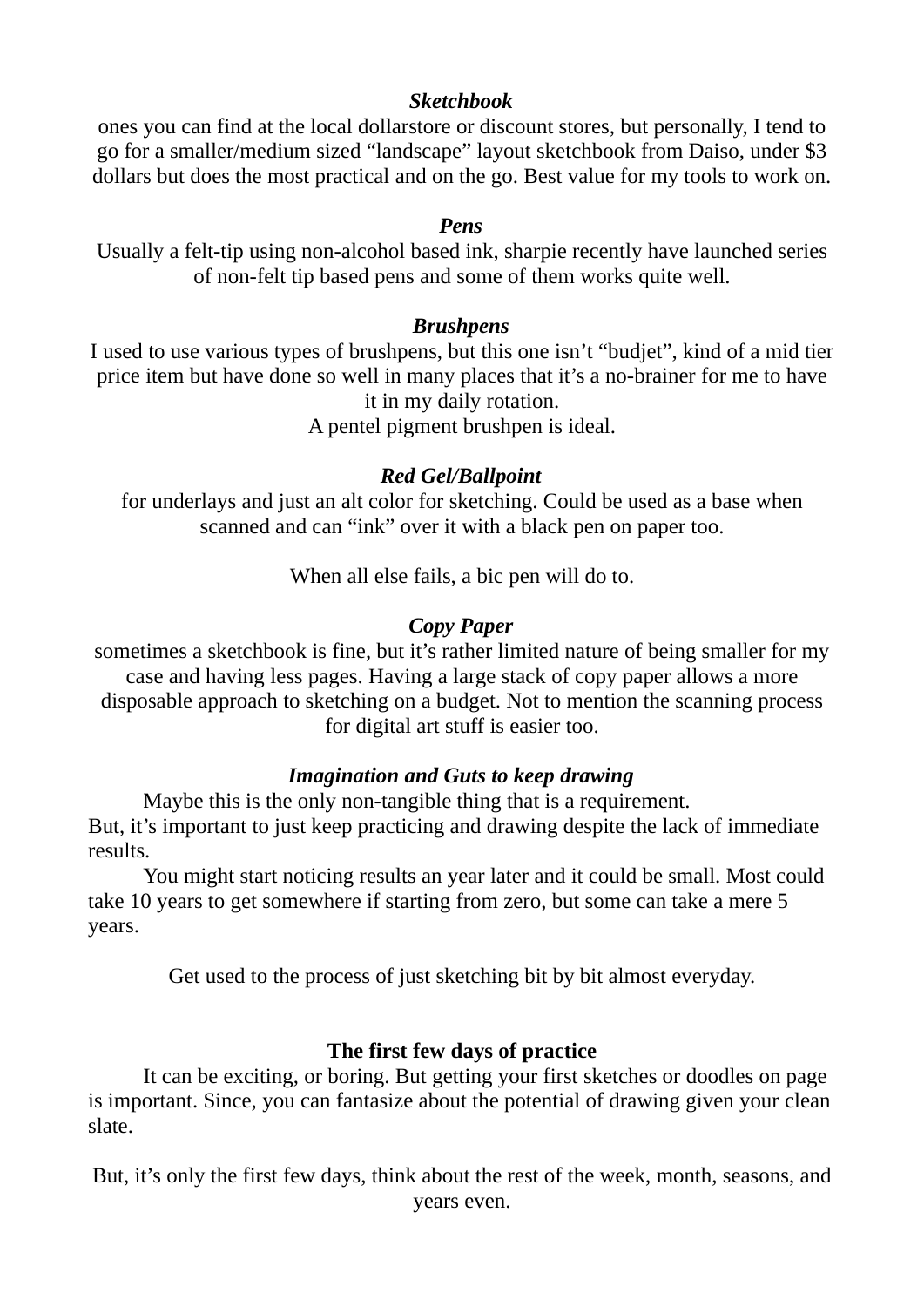***Sketchbook***

ones you can find at the local dollarstore or discount stores, but personally, I tend to go for a smaller/medium sized “landscape” layout sketchbook from Daiso, under $3 dollars but does the most practical and on the go. Best value for my tools to work on.

***Pens***

Usually a felt-tip using non-alcohol based ink, sharpie recently have launched series of non-felt tip based pens and some of them works quite well.

***Brushpens***

I used to use various types of brushpens, but this one isn’t “budjet”, kind of a mid tier price item but have done so well in many places that it’s a no-brainer for me to have it in my daily rotation.
A pentel pigment brushpen is ideal.

***Red Gel/Ballpoint***

for underlays and just an alt color for sketching. Could be used as a base when scanned and can “ink” over it with a black pen on paper too.

When all else fails, a bic pen will do to.

***Copy Paper***

sometimes a sketchbook is fine, but it’s rather limited nature of being smaller for my case and having less pages. Having a large stack of copy paper allows a more disposable approach to sketching on a budget. Not to mention the scanning process for digital art stuff is easier too.

***Imagination and Guts to keep drawing***

Maybe this is the only non-tangible thing that is a requirement.
But, it’s important to just keep practicing and drawing despite the lack of immediate results.

You might start noticing results an year later and it could be small. Most could take 10 years to get somewhere if starting from zero, but some can take a mere 5 years.

Get used to the process of just sketching bit by bit almost everyday.

**The first few days of practice**

It can be exciting, or boring. But getting your first sketches or doodles on page is important. Since, you can fantasize about the potential of drawing given your clean slate.

But, it’s only the first few days, think about the rest of the week, month, seasons, and years even.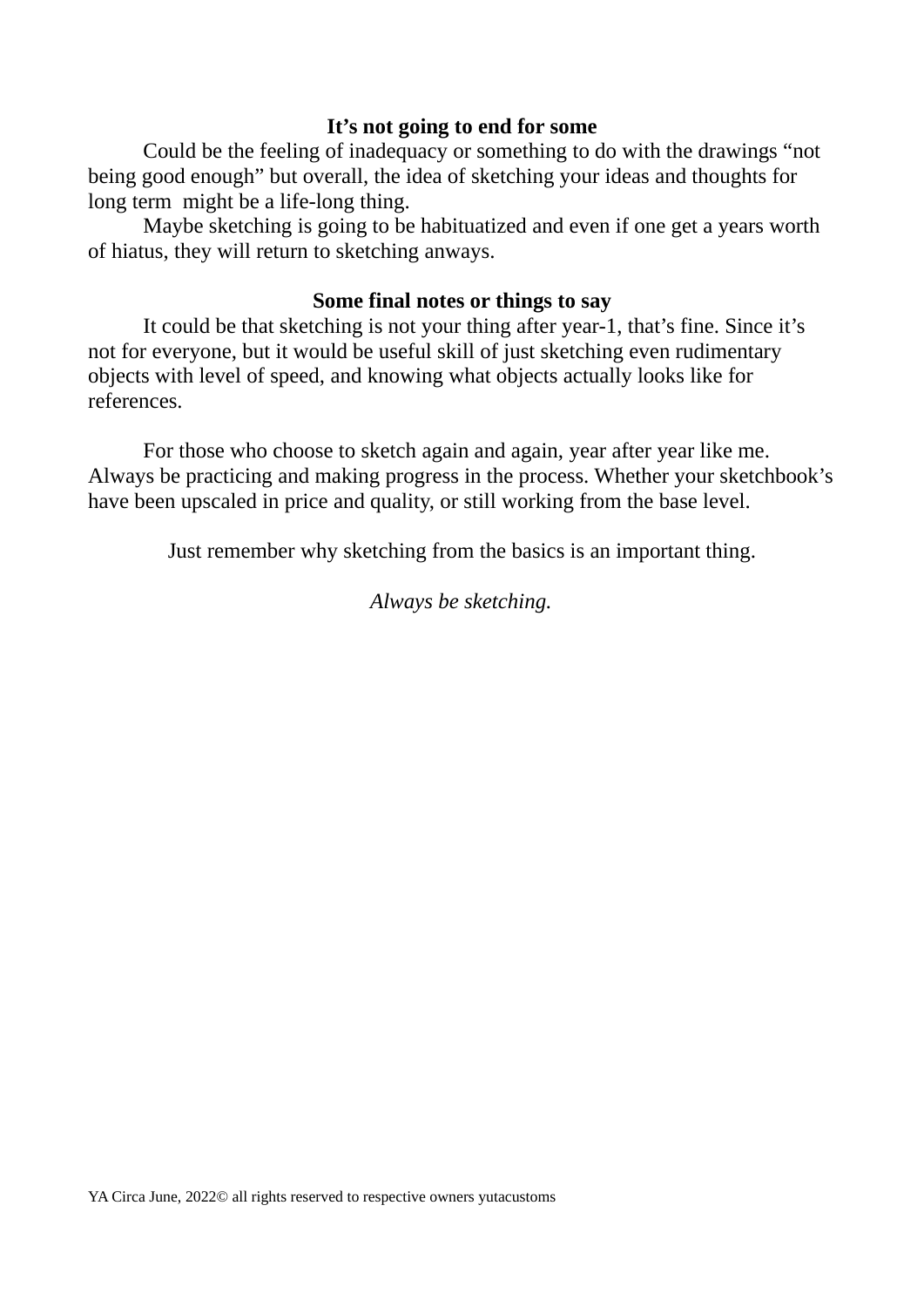## It's not going to end for some

Could be the feeling of inadequacy or something to do with the drawings "not being good enough" but overall, the idea of sketching your ideas and thoughts for long term might be a life-long thing.

Maybe sketching is going to be habituatized and even if one get a years worth of hiatus, they will return to sketching anways.

## Some final notes or things to say

It could be that sketching is not your thing after year-1, that's fine. Since it's not for everyone, but it would be useful skill of just sketching even rudimentary objects with level of speed, and knowing what objects actually looks like for references.

For those who choose to sketch again and again, year after year like me. Always be practicing and making progress in the process. Whether your sketchbook's have been upscaled in price and quality, or still working from the base level.

Just remember why sketching from the basics is an important thing.

*Always be sketching.*

YA Circa June, 2022© all rights reserved to respective owners yutacustoms